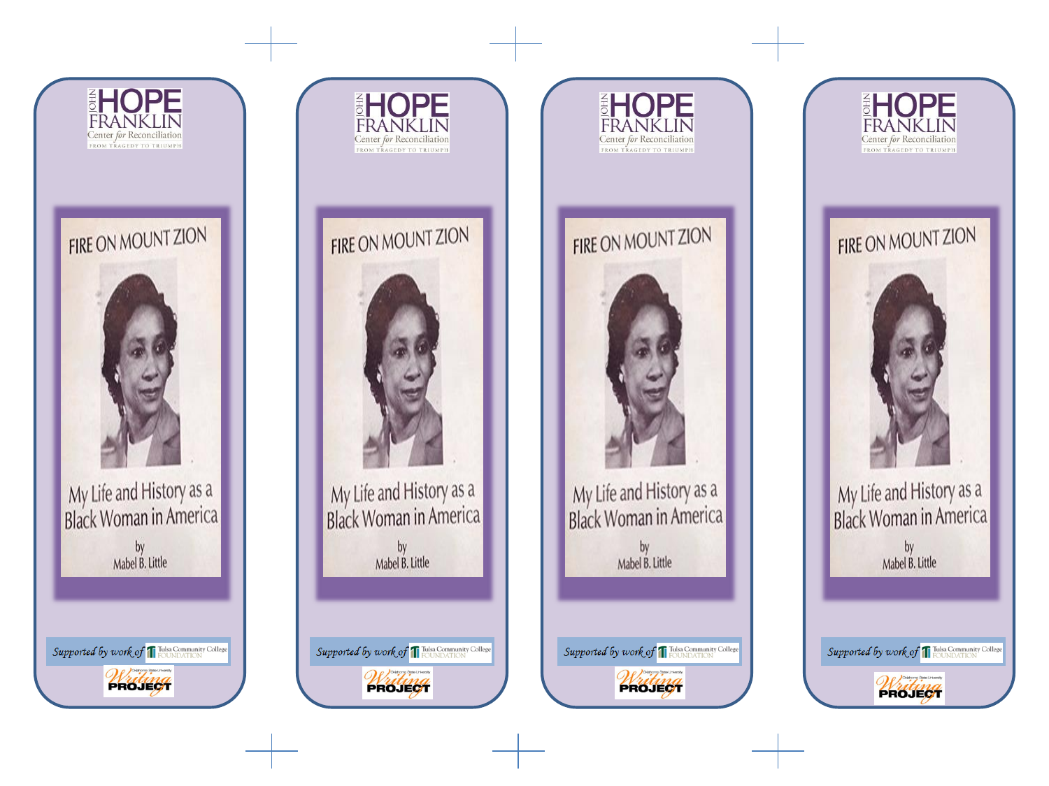JOHN HOPE FRANKLIN
Center for Reconciliation
FROM TRAGEDY TO TRIUMPH

FIRE ON MOUNT ZION

My Life and History as a Black Woman in America

by
Mabel B. Little

*Supported by work of* Tulsa Community College FOUNDATION

Oklahoma State University Writing PROJECT

JOHN HOPE FRANKLIN
Center for Reconciliation
FROM TRAGEDY TO TRIUMPH

FIRE ON MOUNT ZION

My Life and History as a Black Woman in America

by
Mabel B. Little

*Supported by work of* Tulsa Community College FOUNDATION

Oklahoma State University Writing PROJECT

JOHN HOPE FRANKLIN
Center for Reconciliation
FROM TRAGEDY TO TRIUMPH

FIRE ON MOUNT ZION

My Life and History as a Black Woman in America

by
Mabel B. Little

*Supported by work of* Tulsa Community College FOUNDATION

Oklahoma State University Writing PROJECT

JOHN HOPE FRANKLIN
Center for Reconciliation
FROM TRAGEDY TO TRIUMPH

FIRE ON MOUNT ZION

My Life and History as a Black Woman in America

by
Mabel B. Little

*Supported by work of* Tulsa Community College FOUNDATION

Oklahoma State University Writing PROJECT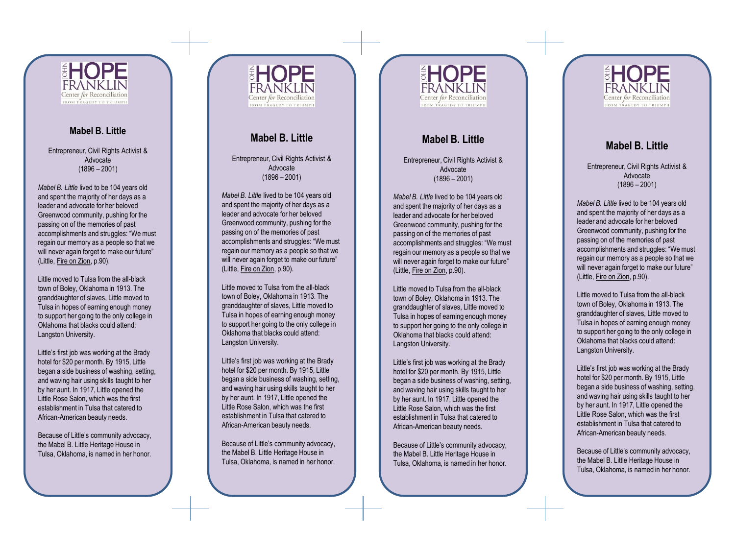JOHN HOPE FRANKLIN
Center for Reconciliation
FROM TRAGEDY TO TRIUMPH

## Mabel B. Little

Entrepreneur, Civil Rights Activist & Advocate
(1896 – 2001)

*Mabel B. Little* lived to be 104 years old and spent the majority of her days as a leader and advocate for her beloved Greenwood community, pushing for the passing on of the memories of past accomplishments and struggles: "We must regain our memory as a people so that we will never again forget to make our future" (Little, Fire on Zion, p.90).

Little moved to Tulsa from the all-black town of Boley, Oklahoma in 1913. The granddaughter of slaves, Little moved to Tulsa in hopes of earning enough money to support her going to the only college in Oklahoma that blacks could attend: Langston University.

Little's first job was working at the Brady hotel for $20 per month. By 1915, Little began a side business of washing, setting, and waving hair using skills taught to her by her aunt. In 1917, Little opened the Little Rose Salon, which was the first establishment in Tulsa that catered to African-American beauty needs.

Because of Little's community advocacy, the Mabel B. Little Heritage House in Tulsa, Oklahoma, is named in her honor.

JOHN HOPE FRANKLIN
Center for Reconciliation
FROM TRAGEDY TO TRIUMPH

## Mabel B. Little

Entrepreneur, Civil Rights Activist & Advocate
(1896 – 2001)

*Mabel B. Little* lived to be 104 years old and spent the majority of her days as a leader and advocate for her beloved Greenwood community, pushing for the passing on of the memories of past accomplishments and struggles: "We must regain our memory as a people so that we will never again forget to make our future" (Little, Fire on Zion, p.90).

Little moved to Tulsa from the all-black town of Boley, Oklahoma in 1913. The granddaughter of slaves, Little moved to Tulsa in hopes of earning enough money to support her going to the only college in Oklahoma that blacks could attend: Langston University.

Little's first job was working at the Brady hotel for $20 per month. By 1915, Little began a side business of washing, setting, and waving hair using skills taught to her by her aunt. In 1917, Little opened the Little Rose Salon, which was the first establishment in Tulsa that catered to African-American beauty needs.

Because of Little's community advocacy, the Mabel B. Little Heritage House in Tulsa, Oklahoma, is named in her honor.

JOHN HOPE FRANKLIN
Center for Reconciliation
FROM TRAGEDY TO TRIUMPH

## Mabel B. Little

Entrepreneur, Civil Rights Activist & Advocate
(1896 – 2001)

*Mabel B. Little* lived to be 104 years old and spent the majority of her days as a leader and advocate for her beloved Greenwood community, pushing for the passing on of the memories of past accomplishments and struggles: "We must regain our memory as a people so that we will never again forget to make our future" (Little, Fire on Zion, p.90).

Little moved to Tulsa from the all-black town of Boley, Oklahoma in 1913. The granddaughter of slaves, Little moved to Tulsa in hopes of earning enough money to support her going to the only college in Oklahoma that blacks could attend: Langston University.

Little's first job was working at the Brady hotel for $20 per month. By 1915, Little began a side business of washing, setting, and waving hair using skills taught to her by her aunt. In 1917, Little opened the Little Rose Salon, which was the first establishment in Tulsa that catered to African-American beauty needs.

Because of Little's community advocacy, the Mabel B. Little Heritage House in Tulsa, Oklahoma, is named in her honor.

JOHN HOPE FRANKLIN
Center for Reconciliation
FROM TRAGEDY TO TRIUMPH

## Mabel B. Little

Entrepreneur, Civil Rights Activist & Advocate
(1896 – 2001)

*Mabel B. Little* lived to be 104 years old and spent the majority of her days as a leader and advocate for her beloved Greenwood community, pushing for the passing on of the memories of past accomplishments and struggles: "We must regain our memory as a people so that we will never again forget to make our future" (Little, Fire on Zion, p.90).

Little moved to Tulsa from the all-black town of Boley, Oklahoma in 1913. The granddaughter of slaves, Little moved to Tulsa in hopes of earning enough money to support her going to the only college in Oklahoma that blacks could attend: Langston University.

Little's first job was working at the Brady hotel for $20 per month. By 1915, Little began a side business of washing, setting, and waving hair using skills taught to her by her aunt. In 1917, Little opened the Little Rose Salon, which was the first establishment in Tulsa that catered to African-American beauty needs.

Because of Little's community advocacy, the Mabel B. Little Heritage House in Tulsa, Oklahoma, is named in her honor.